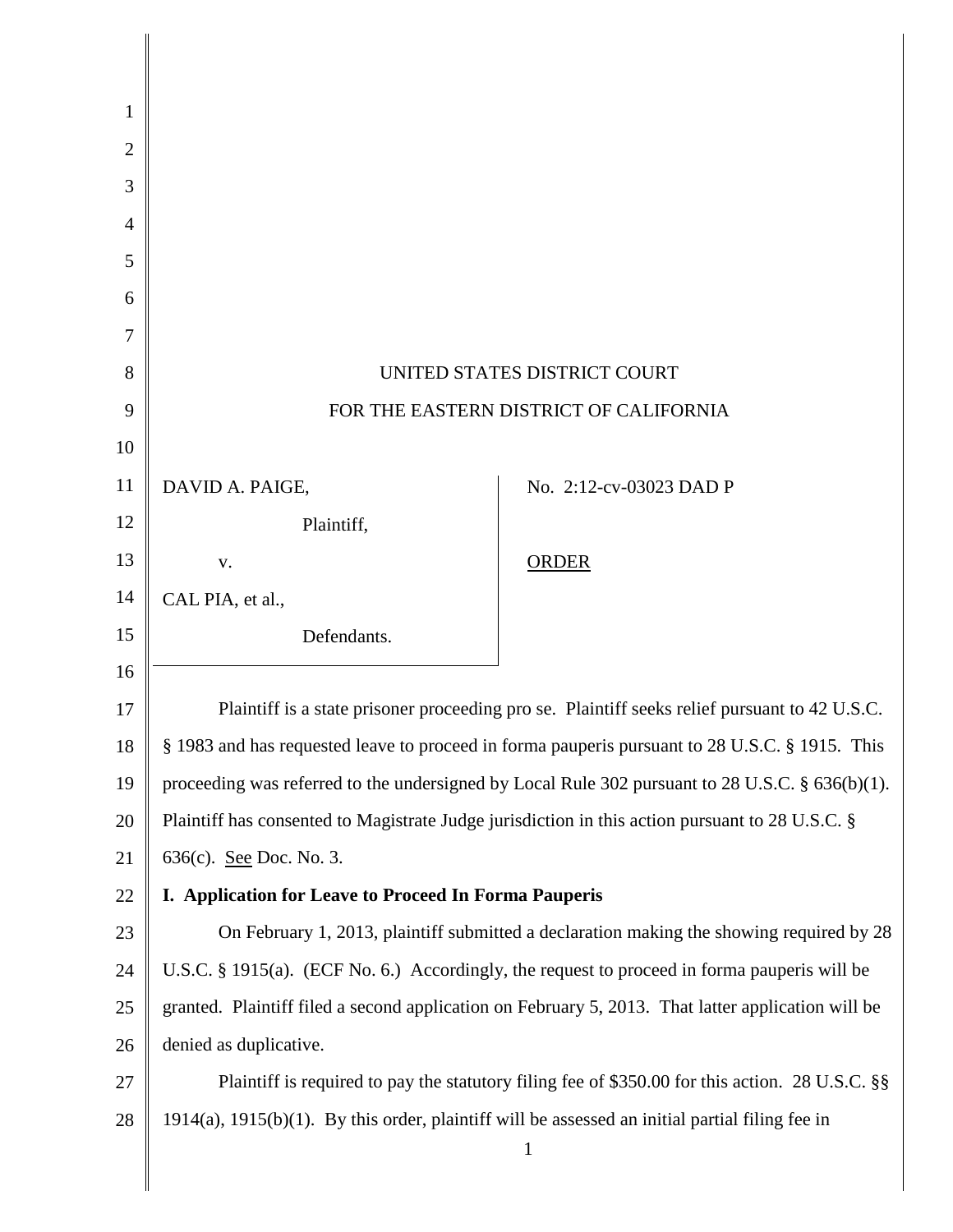UNITED STATES DISTRICT COURT

FOR THE EASTERN DISTRICT OF CALIFORNIA

| | |
|---|---|
| DAVID A. PAIGE,<br>Plaintiff,<br>v.<br>CAL PIA, et al.,<br>Defendants. | No. 2:12-cv-03023 DAD P<br><br>ORDER |

Plaintiff is a state prisoner proceeding pro se. Plaintiff seeks relief pursuant to 42 U.S.C. § 1983 and has requested leave to proceed in forma pauperis pursuant to 28 U.S.C. § 1915. This proceeding was referred to the undersigned by Local Rule 302 pursuant to 28 U.S.C. § 636(b)(1). Plaintiff has consented to Magistrate Judge jurisdiction in this action pursuant to 28 U.S.C. § 636(c). See Doc. No. 3.

**I. Application for Leave to Proceed In Forma Pauperis**

On February 1, 2013, plaintiff submitted a declaration making the showing required by 28 U.S.C. § 1915(a). (ECF No. 6.) Accordingly, the request to proceed in forma pauperis will be granted. Plaintiff filed a second application on February 5, 2013. That latter application will be denied as duplicative.

Plaintiff is required to pay the statutory filing fee of $350.00 for this action. 28 U.S.C. §§ 1914(a), 1915(b)(1). By this order, plaintiff will be assessed an initial partial filing fee in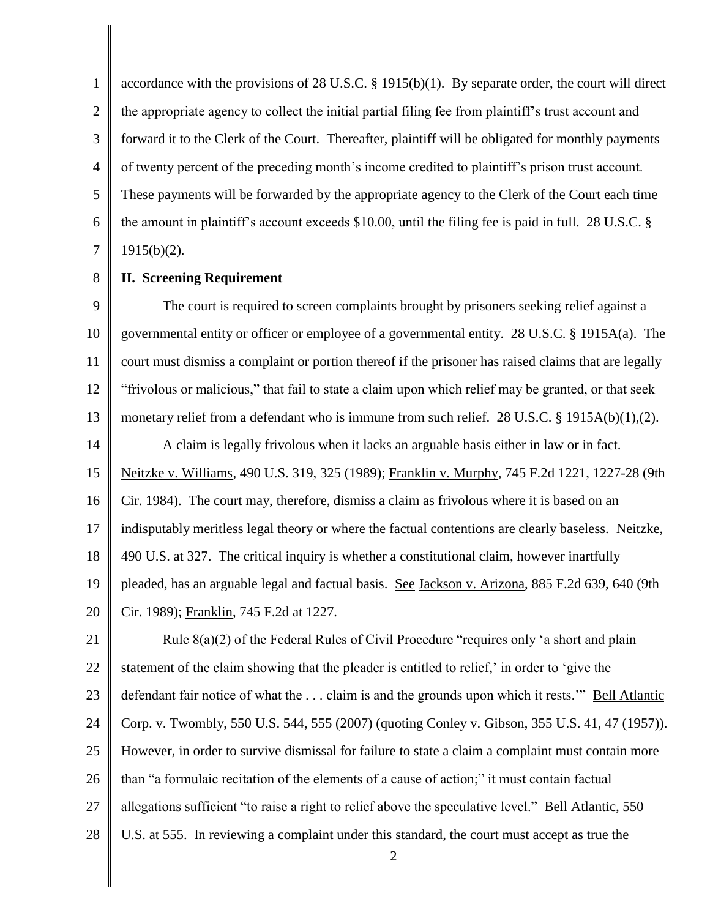accordance with the provisions of 28 U.S.C. § 1915(b)(1). By separate order, the court will direct the appropriate agency to collect the initial partial filing fee from plaintiff's trust account and forward it to the Clerk of the Court. Thereafter, plaintiff will be obligated for monthly payments of twenty percent of the preceding month's income credited to plaintiff's prison trust account. These payments will be forwarded by the appropriate agency to the Clerk of the Court each time the amount in plaintiff's account exceeds $10.00, until the filing fee is paid in full. 28 U.S.C. § 1915(b)(2).

**II. Screening Requirement**

The court is required to screen complaints brought by prisoners seeking relief against a governmental entity or officer or employee of a governmental entity. 28 U.S.C. § 1915A(a). The court must dismiss a complaint or portion thereof if the prisoner has raised claims that are legally "frivolous or malicious," that fail to state a claim upon which relief may be granted, or that seek monetary relief from a defendant who is immune from such relief. 28 U.S.C. § 1915A(b)(1),(2).

A claim is legally frivolous when it lacks an arguable basis either in law or in fact. Neitzke v. Williams, 490 U.S. 319, 325 (1989); Franklin v. Murphy, 745 F.2d 1221, 1227-28 (9th Cir. 1984). The court may, therefore, dismiss a claim as frivolous where it is based on an indisputably meritless legal theory or where the factual contentions are clearly baseless. Neitzke, 490 U.S. at 327. The critical inquiry is whether a constitutional claim, however inartfully pleaded, has an arguable legal and factual basis. See Jackson v. Arizona, 885 F.2d 639, 640 (9th Cir. 1989); Franklin, 745 F.2d at 1227.

Rule 8(a)(2) of the Federal Rules of Civil Procedure "requires only 'a short and plain statement of the claim showing that the pleader is entitled to relief,' in order to 'give the defendant fair notice of what the . . . claim is and the grounds upon which it rests.'" Bell Atlantic Corp. v. Twombly, 550 U.S. 544, 555 (2007) (quoting Conley v. Gibson, 355 U.S. 41, 47 (1957)). However, in order to survive dismissal for failure to state a claim a complaint must contain more than "a formulaic recitation of the elements of a cause of action;" it must contain factual allegations sufficient "to raise a right to relief above the speculative level." Bell Atlantic, 550 U.S. at 555. In reviewing a complaint under this standard, the court must accept as true the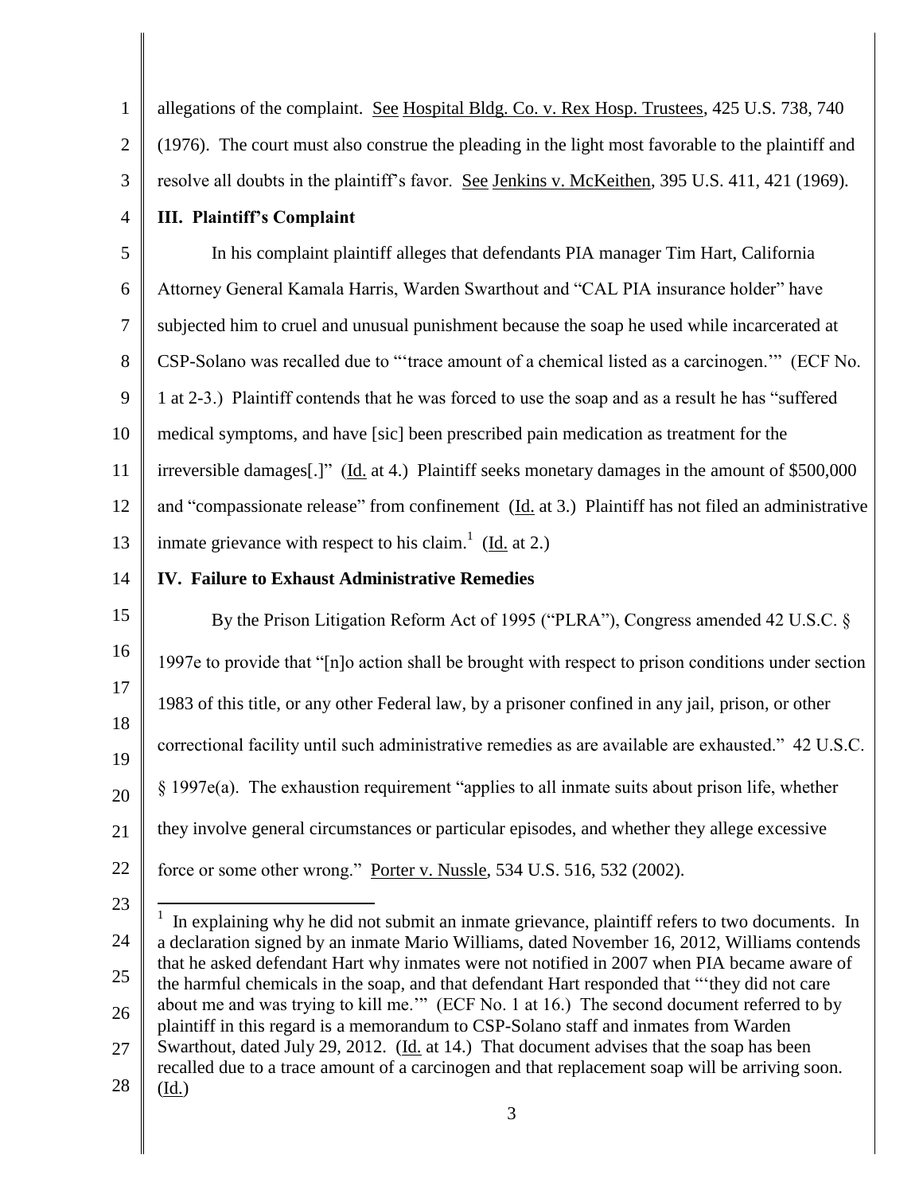allegations of the complaint. See Hospital Bldg. Co. v. Rex Hosp. Trustees, 425 U.S. 738, 740 (1976). The court must also construe the pleading in the light most favorable to the plaintiff and resolve all doubts in the plaintiff's favor. See Jenkins v. McKeithen, 395 U.S. 411, 421 (1969).

**III. Plaintiff's Complaint**

In his complaint plaintiff alleges that defendants PIA manager Tim Hart, California Attorney General Kamala Harris, Warden Swarthout and "CAL PIA insurance holder" have subjected him to cruel and unusual punishment because the soap he used while incarcerated at CSP-Solano was recalled due to "'trace amount of a chemical listed as a carcinogen.'" (ECF No. 1 at 2-3.) Plaintiff contends that he was forced to use the soap and as a result he has "suffered medical symptoms, and have [sic] been prescribed pain medication as treatment for the irreversible damages[.]" (Id. at 4.) Plaintiff seeks monetary damages in the amount of $500,000 and "compassionate release" from confinement (Id. at 3.) Plaintiff has not filed an administrative inmate grievance with respect to his claim.[1] (Id. at 2.)

**IV. Failure to Exhaust Administrative Remedies**

By the Prison Litigation Reform Act of 1995 ("PLRA"), Congress amended 42 U.S.C. § 1997e to provide that "[n]o action shall be brought with respect to prison conditions under section 1983 of this title, or any other Federal law, by a prisoner confined in any jail, prison, or other correctional facility until such administrative remedies as are available are exhausted." 42 U.S.C. § 1997e(a). The exhaustion requirement "applies to all inmate suits about prison life, whether they involve general circumstances or particular episodes, and whether they allege excessive force or some other wrong." Porter v. Nussle, 534 U.S. 516, 532 (2002).

---

[1] In explaining why he did not submit an inmate grievance, plaintiff refers to two documents. In a declaration signed by an inmate Mario Williams, dated November 16, 2012, Williams contends that he asked defendant Hart why inmates were not notified in 2007 when PIA became aware of the harmful chemicals in the soap, and that defendant Hart responded that "'they did not care about me and was trying to kill me.'" (ECF No. 1 at 16.) The second document referred to by plaintiff in this regard is a memorandum to CSP-Solano staff and inmates from Warden Swarthout, dated July 29, 2012. (Id. at 14.) That document advises that the soap has been recalled due to a trace amount of a carcinogen and that replacement soap will be arriving soon. (Id.)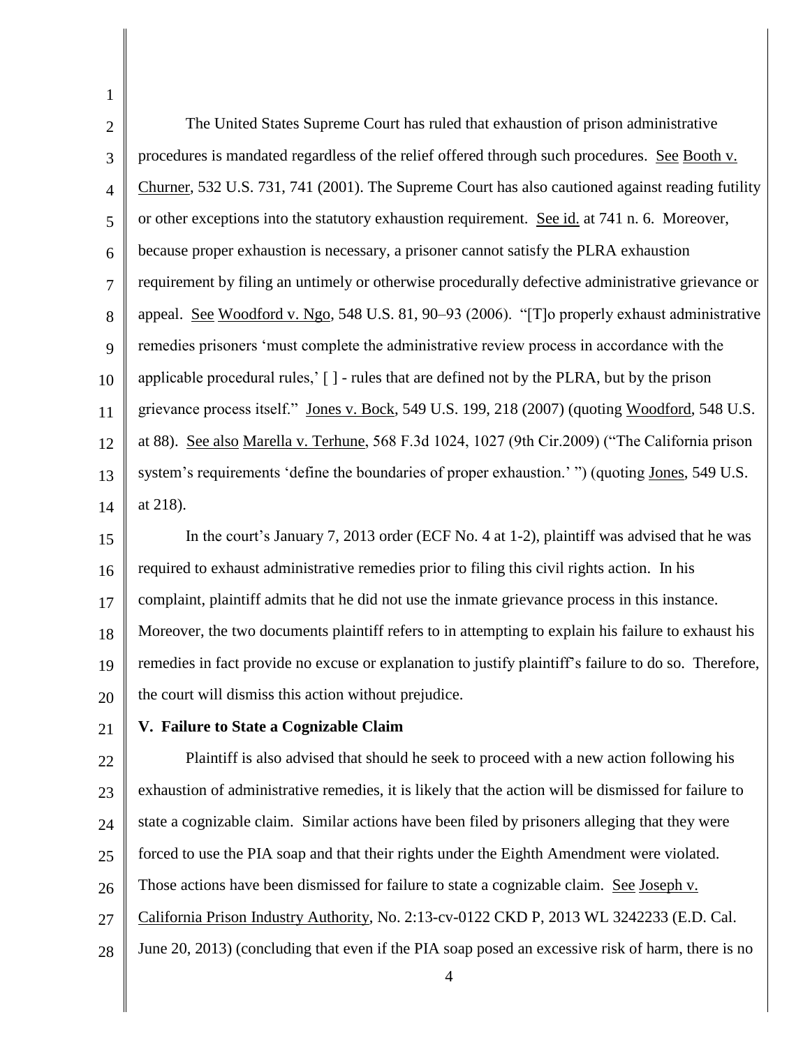The United States Supreme Court has ruled that exhaustion of prison administrative procedures is mandated regardless of the relief offered through such procedures. See Booth v. Churner, 532 U.S. 731, 741 (2001). The Supreme Court has also cautioned against reading futility or other exceptions into the statutory exhaustion requirement. See id. at 741 n. 6. Moreover, because proper exhaustion is necessary, a prisoner cannot satisfy the PLRA exhaustion requirement by filing an untimely or otherwise procedurally defective administrative grievance or appeal. See Woodford v. Ngo, 548 U.S. 81, 90–93 (2006). "[T]o properly exhaust administrative remedies prisoners 'must complete the administrative review process in accordance with the applicable procedural rules,' [ ] - rules that are defined not by the PLRA, but by the prison grievance process itself." Jones v. Bock, 549 U.S. 199, 218 (2007) (quoting Woodford, 548 U.S. at 88). See also Marella v. Terhune, 568 F.3d 1024, 1027 (9th Cir.2009) ("The California prison system's requirements 'define the boundaries of proper exhaustion.' ") (quoting Jones, 549 U.S. at 218).

In the court's January 7, 2013 order (ECF No. 4 at 1-2), plaintiff was advised that he was required to exhaust administrative remedies prior to filing this civil rights action. In his complaint, plaintiff admits that he did not use the inmate grievance process in this instance. Moreover, the two documents plaintiff refers to in attempting to explain his failure to exhaust his remedies in fact provide no excuse or explanation to justify plaintiff's failure to do so. Therefore, the court will dismiss this action without prejudice.

**V. Failure to State a Cognizable Claim**

Plaintiff is also advised that should he seek to proceed with a new action following his exhaustion of administrative remedies, it is likely that the action will be dismissed for failure to state a cognizable claim. Similar actions have been filed by prisoners alleging that they were forced to use the PIA soap and that their rights under the Eighth Amendment were violated. Those actions have been dismissed for failure to state a cognizable claim. See Joseph v. California Prison Industry Authority, No. 2:13-cv-0122 CKD P, 2013 WL 3242233 (E.D. Cal. June 20, 2013) (concluding that even if the PIA soap posed an excessive risk of harm, there is no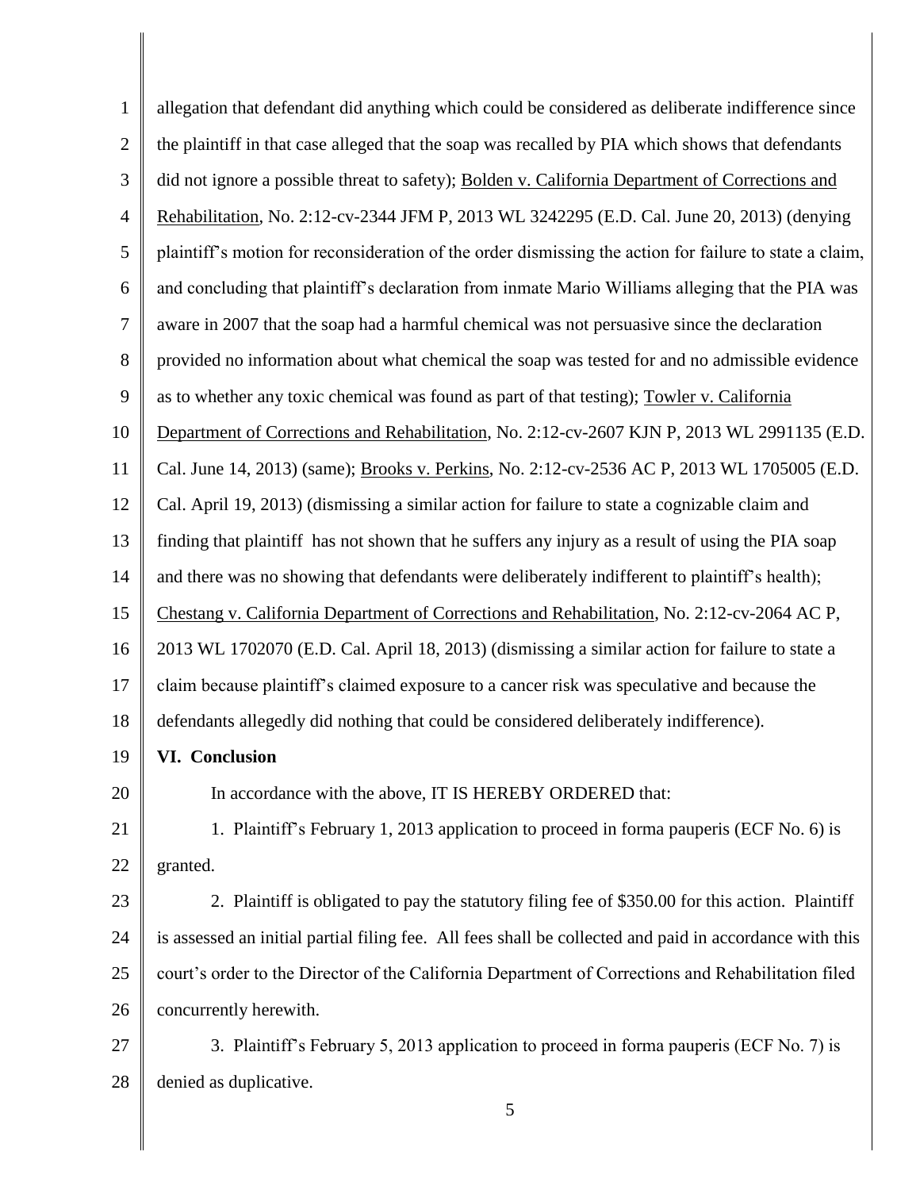allegation that defendant did anything which could be considered as deliberate indifference since the plaintiff in that case alleged that the soap was recalled by PIA which shows that defendants did not ignore a possible threat to safety); Bolden v. California Department of Corrections and Rehabilitation, No. 2:12-cv-2344 JFM P, 2013 WL 3242295 (E.D. Cal. June 20, 2013) (denying plaintiff's motion for reconsideration of the order dismissing the action for failure to state a claim, and concluding that plaintiff's declaration from inmate Mario Williams alleging that the PIA was aware in 2007 that the soap had a harmful chemical was not persuasive since the declaration provided no information about what chemical the soap was tested for and no admissible evidence as to whether any toxic chemical was found as part of that testing); Towler v. California Department of Corrections and Rehabilitation, No. 2:12-cv-2607 KJN P, 2013 WL 2991135 (E.D. Cal. June 14, 2013) (same); Brooks v. Perkins, No. 2:12-cv-2536 AC P, 2013 WL 1705005 (E.D. Cal. April 19, 2013) (dismissing a similar action for failure to state a cognizable claim and finding that plaintiff has not shown that he suffers any injury as a result of using the PIA soap and there was no showing that defendants were deliberately indifferent to plaintiff's health); Chestang v. California Department of Corrections and Rehabilitation, No. 2:12-cv-2064 AC P, 2013 WL 1702070 (E.D. Cal. April 18, 2013) (dismissing a similar action for failure to state a claim because plaintiff's claimed exposure to a cancer risk was speculative and because the defendants allegedly did nothing that could be considered deliberately indifference).

**VI. Conclusion**

In accordance with the above, IT IS HEREBY ORDERED that:

1. Plaintiff's February 1, 2013 application to proceed in forma pauperis (ECF No. 6) is granted.

2. Plaintiff is obligated to pay the statutory filing fee of $350.00 for this action. Plaintiff is assessed an initial partial filing fee. All fees shall be collected and paid in accordance with this court's order to the Director of the California Department of Corrections and Rehabilitation filed concurrently herewith.

3. Plaintiff's February 5, 2013 application to proceed in forma pauperis (ECF No. 7) is denied as duplicative.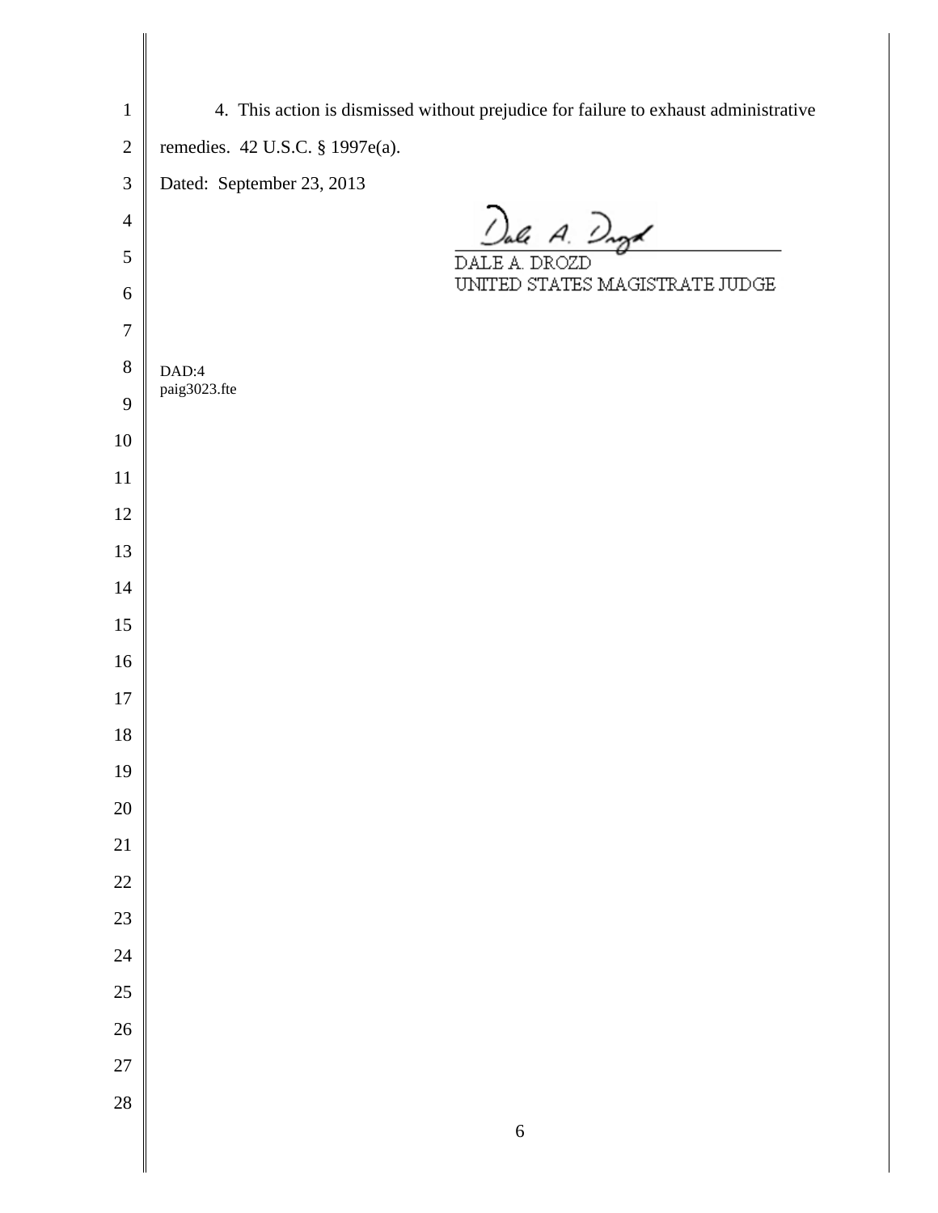4. This action is dismissed without prejudice for failure to exhaust administrative remedies. 42 U.S.C. § 1997e(a).

Dated: September 23, 2013

DALE A. DROZD
UNITED STATES MAGISTRATE JUDGE

DAD:4
paig3023.fte